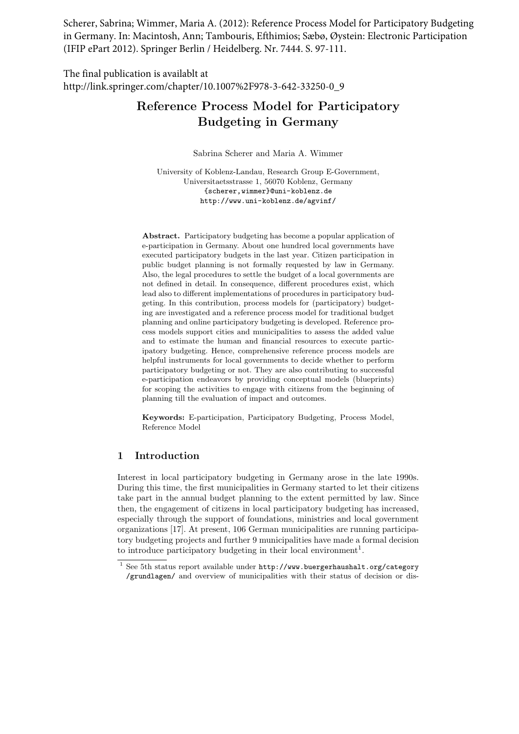Scherer, Sabrina; Wimmer, Maria A. (2012): Reference Process Model for Participatory Budgeting in Germany. In: Macintosh, Ann; Tambouris, Efthimios; Sæbø, Øystein: Electronic Participation (IFIP ePart 2012). Springer Berlin / Heidelberg. Nr. 7444. S. 97-111.

The final publication is availablt at http://link.springer.com/chapter/10.1007%2F978-3-642-33250-0_9

# Reference Process Model for Participatory Budgeting in Germany

Sabrina Scherer and Maria A. Wimmer

University of Koblenz-Landau, Research Group E-Government,
Universitaetsstrasse 1, 56070 Koblenz, Germany
{scherer,wimmer}@uni-koblenz.de
http://www.uni-koblenz.de/agvinf/

**Abstract.** Participatory budgeting has become a popular application of e-participation in Germany. About one hundred local governments have executed participatory budgets in the last year. Citizen participation in public budget planning is not formally requested by law in Germany. Also, the legal procedures to settle the budget of a local governments are not defined in detail. In consequence, different procedures exist, which lead also to different implementations of procedures in participatory budgeting. In this contribution, process models for (participatory) budgeting are investigated and a reference process model for traditional budget planning and online participatory budgeting is developed. Reference process models support cities and municipalities to assess the added value and to estimate the human and financial resources to execute participatory budgeting. Hence, comprehensive reference process models are helpful instruments for local governments to decide whether to perform participatory budgeting or not. They are also contributing to successful e-participation endeavors by providing conceptual models (blueprints) for scoping the activities to engage with citizens from the beginning of planning till the evaluation of impact and outcomes.

**Keywords:** E-participation, Participatory Budgeting, Process Model, Reference Model

## 1 Introduction

Interest in local participatory budgeting in Germany arose in the late 1990s. During this time, the first municipalities in Germany started to let their citizens take part in the annual budget planning to the extent permitted by law. Since then, the engagement of citizens in local participatory budgeting has increased, especially through the support of foundations, ministries and local government organizations [17]. At present, 106 German municipalities are running participatory budgeting projects and further 9 municipalities have made a formal decision to introduce participatory budgeting in their local environment[1].

[1] See 5th status report available under http://www.buergerhaushalt.org/category/grundlagen/ and overview of municipalities with their status of decision or dis-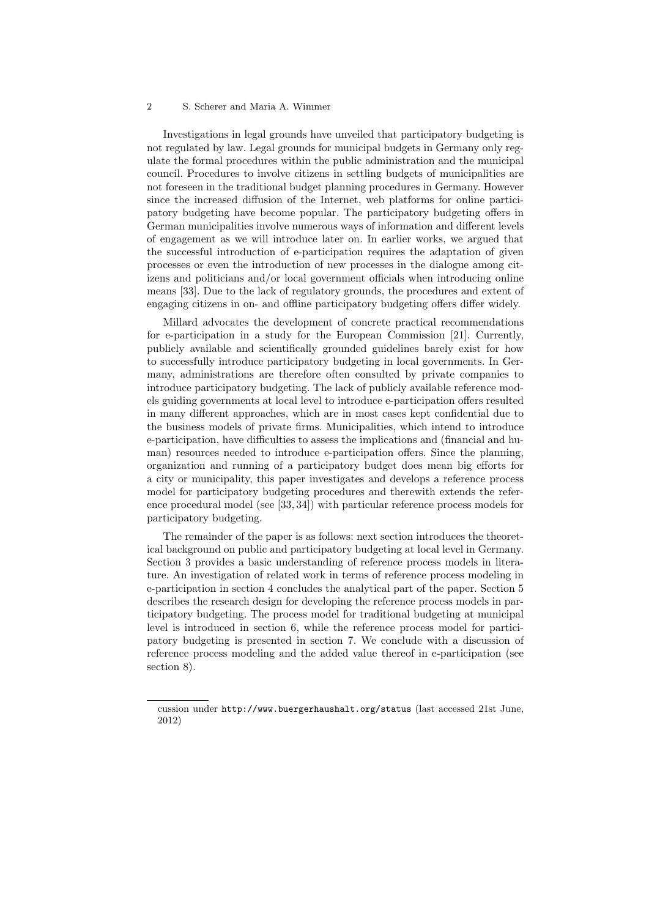Investigations in legal grounds have unveiled that participatory budgeting is not regulated by law. Legal grounds for municipal budgets in Germany only regulate the formal procedures within the public administration and the municipal council. Procedures to involve citizens in settling budgets of municipalities are not foreseen in the traditional budget planning procedures in Germany. However since the increased diffusion of the Internet, web platforms for online participatory budgeting have become popular. The participatory budgeting offers in German municipalities involve numerous ways of information and different levels of engagement as we will introduce later on. In earlier works, we argued that the successful introduction of e-participation requires the adaptation of given processes or even the introduction of new processes in the dialogue among citizens and politicians and/or local government officials when introducing online means [33]. Due to the lack of regulatory grounds, the procedures and extent of engaging citizens in on- and offline participatory budgeting offers differ widely.

Millard advocates the development of concrete practical recommendations for e-participation in a study for the European Commission [21]. Currently, publicly available and scientifically grounded guidelines barely exist for how to successfully introduce participatory budgeting in local governments. In Germany, administrations are therefore often consulted by private companies to introduce participatory budgeting. The lack of publicly available reference models guiding governments at local level to introduce e-participation offers resulted in many different approaches, which are in most cases kept confidential due to the business models of private firms. Municipalities, which intend to introduce e-participation, have difficulties to assess the implications and (financial and human) resources needed to introduce e-participation offers. Since the planning, organization and running of a participatory budget does mean big efforts for a city or municipality, this paper investigates and develops a reference process model for participatory budgeting procedures and therewith extends the reference procedural model (see [33, 34]) with particular reference process models for participatory budgeting.

The remainder of the paper is as follows: next section introduces the theoretical background on public and participatory budgeting at local level in Germany. Section 3 provides a basic understanding of reference process models in literature. An investigation of related work in terms of reference process modeling in e-participation in section 4 concludes the analytical part of the paper. Section 5 describes the research design for developing the reference process models in participatory budgeting. The process model for traditional budgeting at municipal level is introduced in section 6, while the reference process model for participatory budgeting is presented in section 7. We conclude with a discussion of reference process modeling and the added value thereof in e-participation (see section 8).

cussion under http://www.buergerhaushalt.org/status (last accessed 21st June, 2012)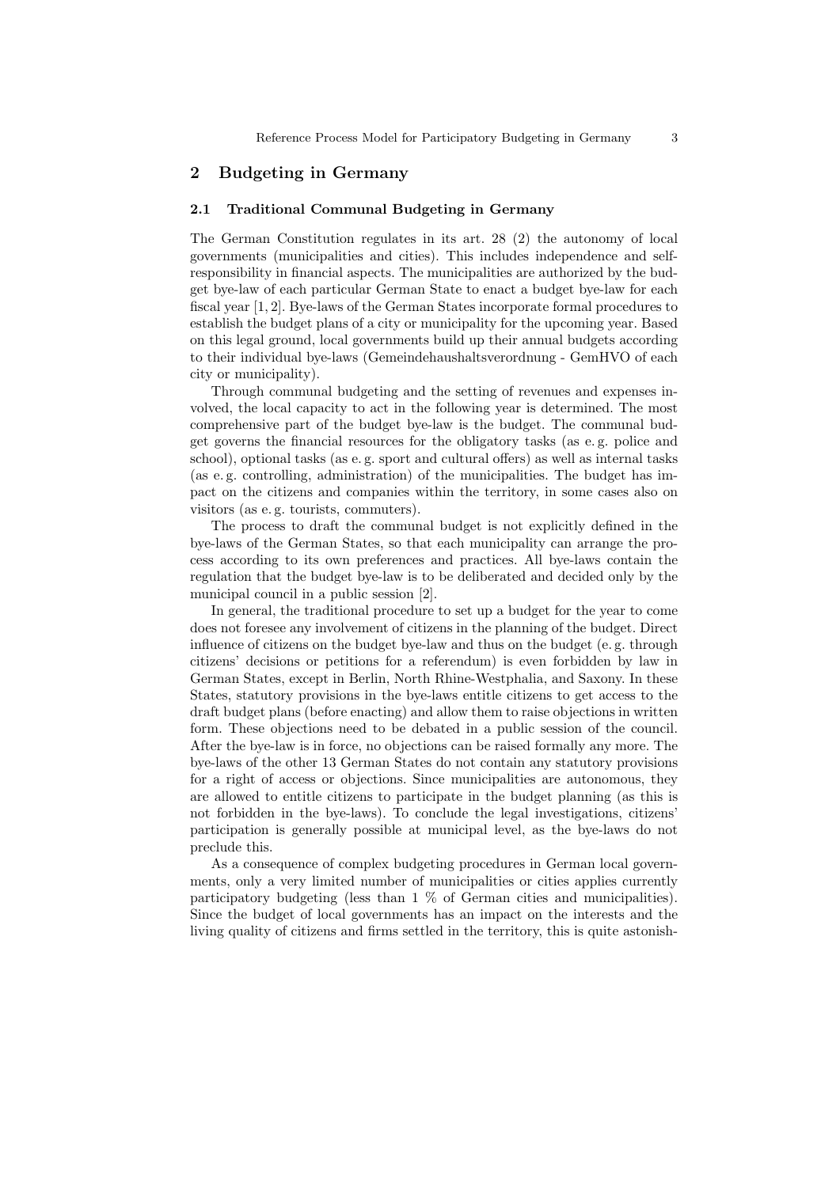## 2 Budgeting in Germany

### 2.1 Traditional Communal Budgeting in Germany

The German Constitution regulates in its art. 28 (2) the autonomy of local governments (municipalities and cities). This includes independence and self-responsibility in financial aspects. The municipalities are authorized by the budget bye-law of each particular German State to enact a budget bye-law for each fiscal year [1, 2]. Bye-laws of the German States incorporate formal procedures to establish the budget plans of a city or municipality for the upcoming year. Based on this legal ground, local governments build up their annual budgets according to their individual bye-laws (Gemeindehaushaltsverordnung - GemHVO of each city or municipality).

Through communal budgeting and the setting of revenues and expenses involved, the local capacity to act in the following year is determined. The most comprehensive part of the budget bye-law is the budget. The communal budget governs the financial resources for the obligatory tasks (as e. g. police and school), optional tasks (as e. g. sport and cultural offers) as well as internal tasks (as e. g. controlling, administration) of the municipalities. The budget has impact on the citizens and companies within the territory, in some cases also on visitors (as e. g. tourists, commuters).

The process to draft the communal budget is not explicitly defined in the bye-laws of the German States, so that each municipality can arrange the process according to its own preferences and practices. All bye-laws contain the regulation that the budget bye-law is to be deliberated and decided only by the municipal council in a public session [2].

In general, the traditional procedure to set up a budget for the year to come does not foresee any involvement of citizens in the planning of the budget. Direct influence of citizens on the budget bye-law and thus on the budget (e. g. through citizens' decisions or petitions for a referendum) is even forbidden by law in German States, except in Berlin, North Rhine-Westphalia, and Saxony. In these States, statutory provisions in the bye-laws entitle citizens to get access to the draft budget plans (before enacting) and allow them to raise objections in written form. These objections need to be debated in a public session of the council. After the bye-law is in force, no objections can be raised formally any more. The bye-laws of the other 13 German States do not contain any statutory provisions for a right of access or objections. Since municipalities are autonomous, they are allowed to entitle citizens to participate in the budget planning (as this is not forbidden in the bye-laws). To conclude the legal investigations, citizens' participation is generally possible at municipal level, as the bye-laws do not preclude this.

As a consequence of complex budgeting procedures in German local governments, only a very limited number of municipalities or cities applies currently participatory budgeting (less than 1 % of German cities and municipalities). Since the budget of local governments has an impact on the interests and the living quality of citizens and firms settled in the territory, this is quite astonish-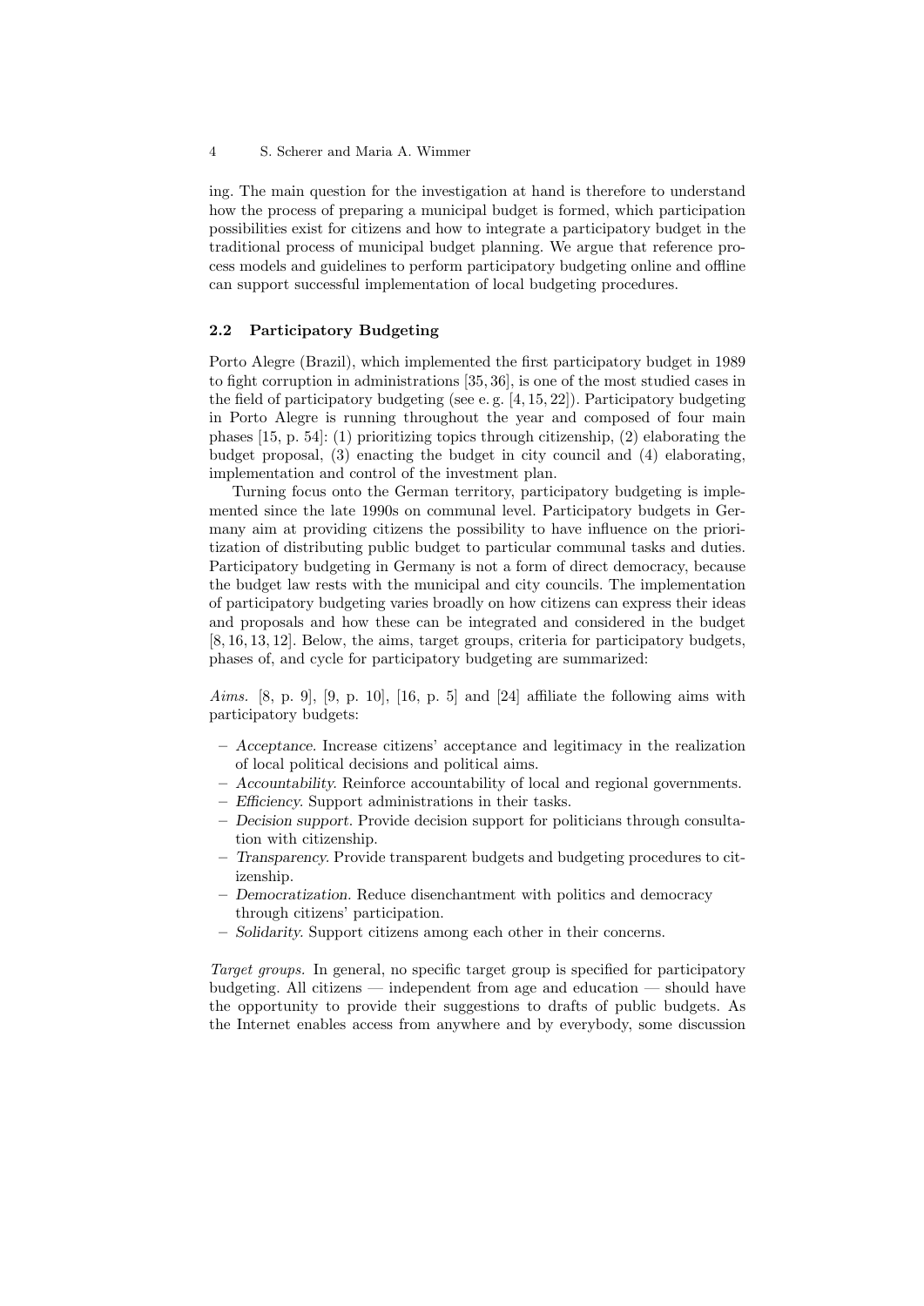ing. The main question for the investigation at hand is therefore to understand how the process of preparing a municipal budget is formed, which participation possibilities exist for citizens and how to integrate a participatory budget in the traditional process of municipal budget planning. We argue that reference process models and guidelines to perform participatory budgeting online and offline can support successful implementation of local budgeting procedures.

### 2.2 Participatory Budgeting

Porto Alegre (Brazil), which implemented the first participatory budget in 1989 to fight corruption in administrations [35, 36], is one of the most studied cases in the field of participatory budgeting (see e. g. [4, 15, 22]). Participatory budgeting in Porto Alegre is running throughout the year and composed of four main phases [15, p. 54]: (1) prioritizing topics through citizenship, (2) elaborating the budget proposal, (3) enacting the budget in city council and (4) elaborating, implementation and control of the investment plan.

Turning focus onto the German territory, participatory budgeting is implemented since the late 1990s on communal level. Participatory budgets in Germany aim at providing citizens the possibility to have influence on the prioritization of distributing public budget to particular communal tasks and duties. Participatory budgeting in Germany is not a form of direct democracy, because the budget law rests with the municipal and city councils. The implementation of participatory budgeting varies broadly on how citizens can express their ideas and proposals and how these can be integrated and considered in the budget [8, 16, 13, 12]. Below, the aims, target groups, criteria for participatory budgets, phases of, and cycle for participatory budgeting are summarized:

*Aims.* [8, p. 9], [9, p. 10], [16, p. 5] and [24] affiliate the following aims with participatory budgets:

- *Acceptance.* Increase citizens' acceptance and legitimacy in the realization of local political decisions and political aims.
- *Accountability.* Reinforce accountability of local and regional governments.
- *Efficiency.* Support administrations in their tasks.
- *Decision support.* Provide decision support for politicians through consultation with citizenship.
- *Transparency.* Provide transparent budgets and budgeting procedures to citizenship.
- *Democratization.* Reduce disenchantment with politics and democracy through citizens' participation.
- *Solidarity.* Support citizens among each other in their concerns.

*Target groups.* In general, no specific target group is specified for participatory budgeting. All citizens — independent from age and education — should have the opportunity to provide their suggestions to drafts of public budgets. As the Internet enables access from anywhere and by everybody, some discussion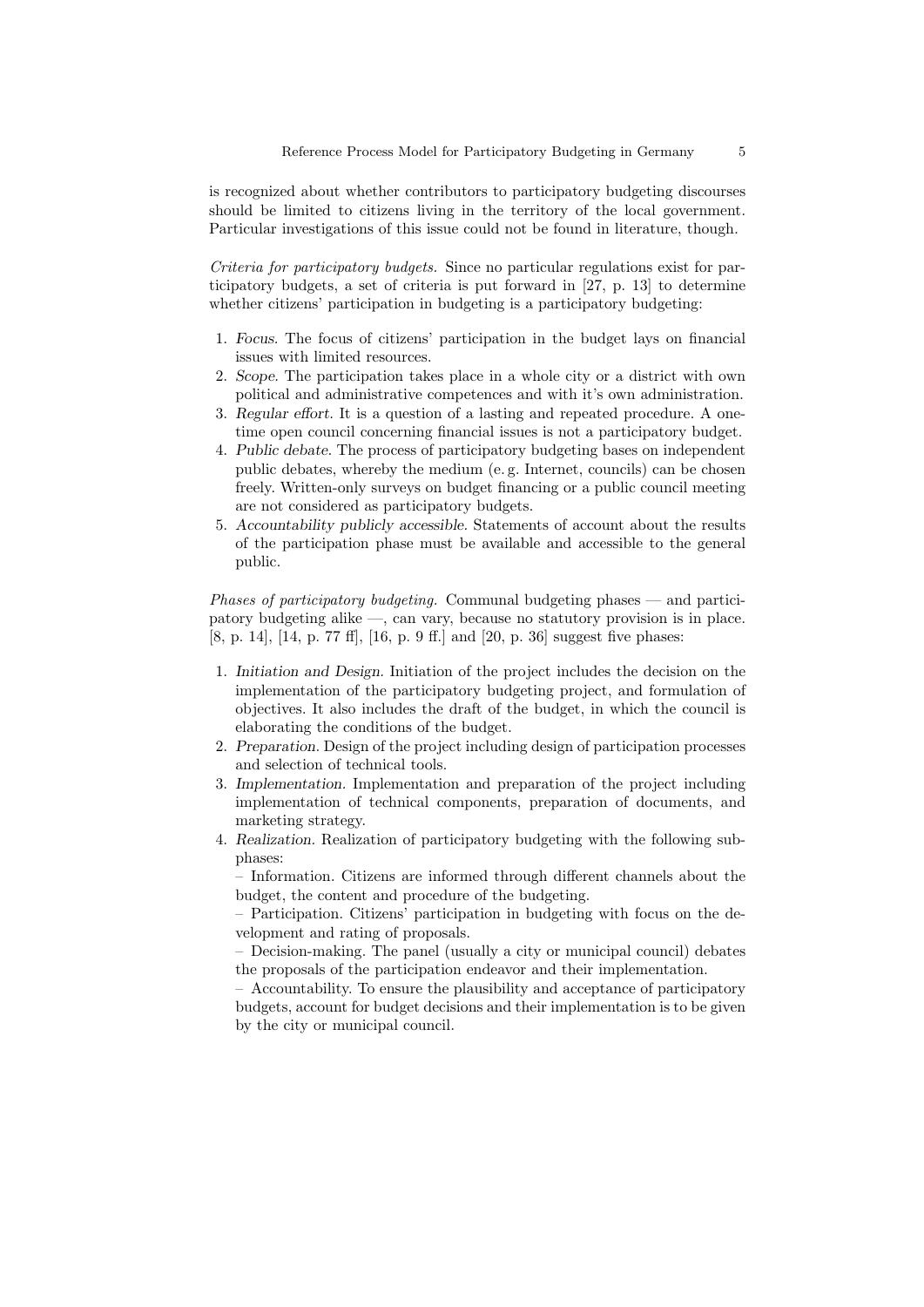is recognized about whether contributors to participatory budgeting discourses should be limited to citizens living in the territory of the local government. Particular investigations of this issue could not be found in literature, though.

*Criteria for participatory budgets.* Since no particular regulations exist for participatory budgets, a set of criteria is put forward in [27, p. 13] to determine whether citizens' participation in budgeting is a participatory budgeting:

1. *Focus.* The focus of citizens' participation in the budget lays on financial issues with limited resources.
2. *Scope.* The participation takes place in a whole city or a district with own political and administrative competences and with it's own administration.
3. *Regular effort.* It is a question of a lasting and repeated procedure. A one-time open council concerning financial issues is not a participatory budget.
4. *Public debate.* The process of participatory budgeting bases on independent public debates, whereby the medium (e. g. Internet, councils) can be chosen freely. Written-only surveys on budget financing or a public council meeting are not considered as participatory budgets.
5. *Accountability publicly accessible.* Statements of account about the results of the participation phase must be available and accessible to the general public.

*Phases of participatory budgeting.* Communal budgeting phases — and participatory budgeting alike —, can vary, because no statutory provision is in place. [8, p. 14], [14, p. 77 ff], [16, p. 9 ff.] and [20, p. 36] suggest five phases:

1. *Initiation and Design.* Initiation of the project includes the decision on the implementation of the participatory budgeting project, and formulation of objectives. It also includes the draft of the budget, in which the council is elaborating the conditions of the budget.
2. *Preparation.* Design of the project including design of participation processes and selection of technical tools.
3. *Implementation.* Implementation and preparation of the project including implementation of technical components, preparation of documents, and marketing strategy.
4. *Realization.* Realization of participatory budgeting with the following sub-phases:
   – Information. Citizens are informed through different channels about the budget, the content and procedure of the budgeting.
   – Participation. Citizens' participation in budgeting with focus on the development and rating of proposals.
   – Decision-making. The panel (usually a city or municipal council) debates the proposals of the participation endeavor and their implementation.
   – Accountability. To ensure the plausibility and acceptance of participatory budgets, account for budget decisions and their implementation is to be given by the city or municipal council.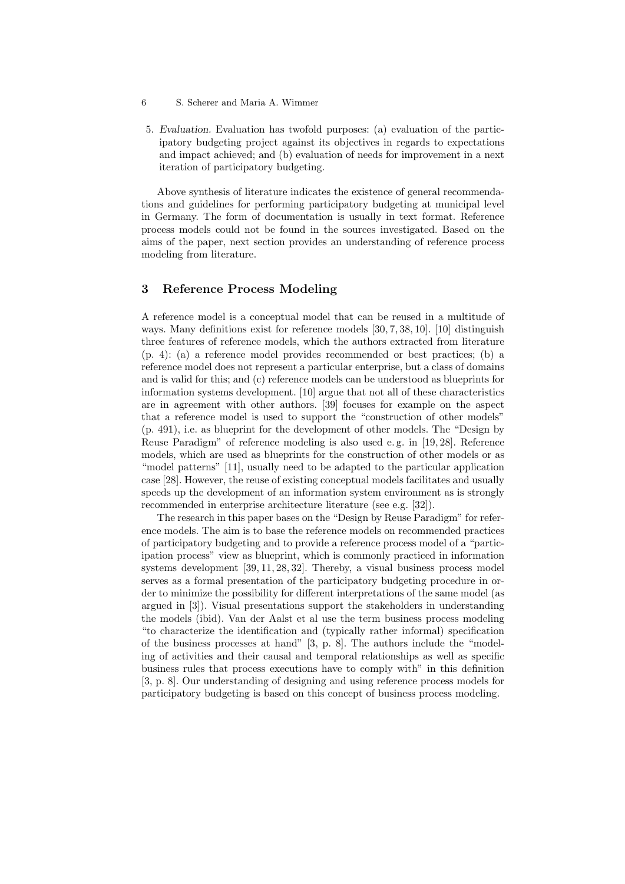5. *Evaluation.* Evaluation has twofold purposes: (a) evaluation of the participatory budgeting project against its objectives in regards to expectations and impact achieved; and (b) evaluation of needs for improvement in a next iteration of participatory budgeting.

Above synthesis of literature indicates the existence of general recommendations and guidelines for performing participatory budgeting at municipal level in Germany. The form of documentation is usually in text format. Reference process models could not be found in the sources investigated. Based on the aims of the paper, next section provides an understanding of reference process modeling from literature.

## 3 Reference Process Modeling

A reference model is a conceptual model that can be reused in a multitude of ways. Many definitions exist for reference models [30, 7, 38, 10]. [10] distinguish three features of reference models, which the authors extracted from literature (p. 4): (a) a reference model provides recommended or best practices; (b) a reference model does not represent a particular enterprise, but a class of domains and is valid for this; and (c) reference models can be understood as blueprints for information systems development. [10] argue that not all of these characteristics are in agreement with other authors. [39] focuses for example on the aspect that a reference model is used to support the "construction of other models" (p. 491), i.e. as blueprint for the development of other models. The "Design by Reuse Paradigm" of reference modeling is also used e. g. in [19, 28]. Reference models, which are used as blueprints for the construction of other models or as "model patterns" [11], usually need to be adapted to the particular application case [28]. However, the reuse of existing conceptual models facilitates and usually speeds up the development of an information system environment as is strongly recommended in enterprise architecture literature (see e.g. [32]).

The research in this paper bases on the "Design by Reuse Paradigm" for reference models. The aim is to base the reference models on recommended practices of participatory budgeting and to provide a reference process model of a "participation process" view as blueprint, which is commonly practiced in information systems development [39, 11, 28, 32]. Thereby, a visual business process model serves as a formal presentation of the participatory budgeting procedure in order to minimize the possibility for different interpretations of the same model (as argued in [3]). Visual presentations support the stakeholders in understanding the models (ibid). Van der Aalst et al use the term business process modeling "to characterize the identification and (typically rather informal) specification of the business processes at hand" [3, p. 8]. The authors include the "modeling of activities and their causal and temporal relationships as well as specific business rules that process executions have to comply with" in this definition [3, p. 8]. Our understanding of designing and using reference process models for participatory budgeting is based on this concept of business process modeling.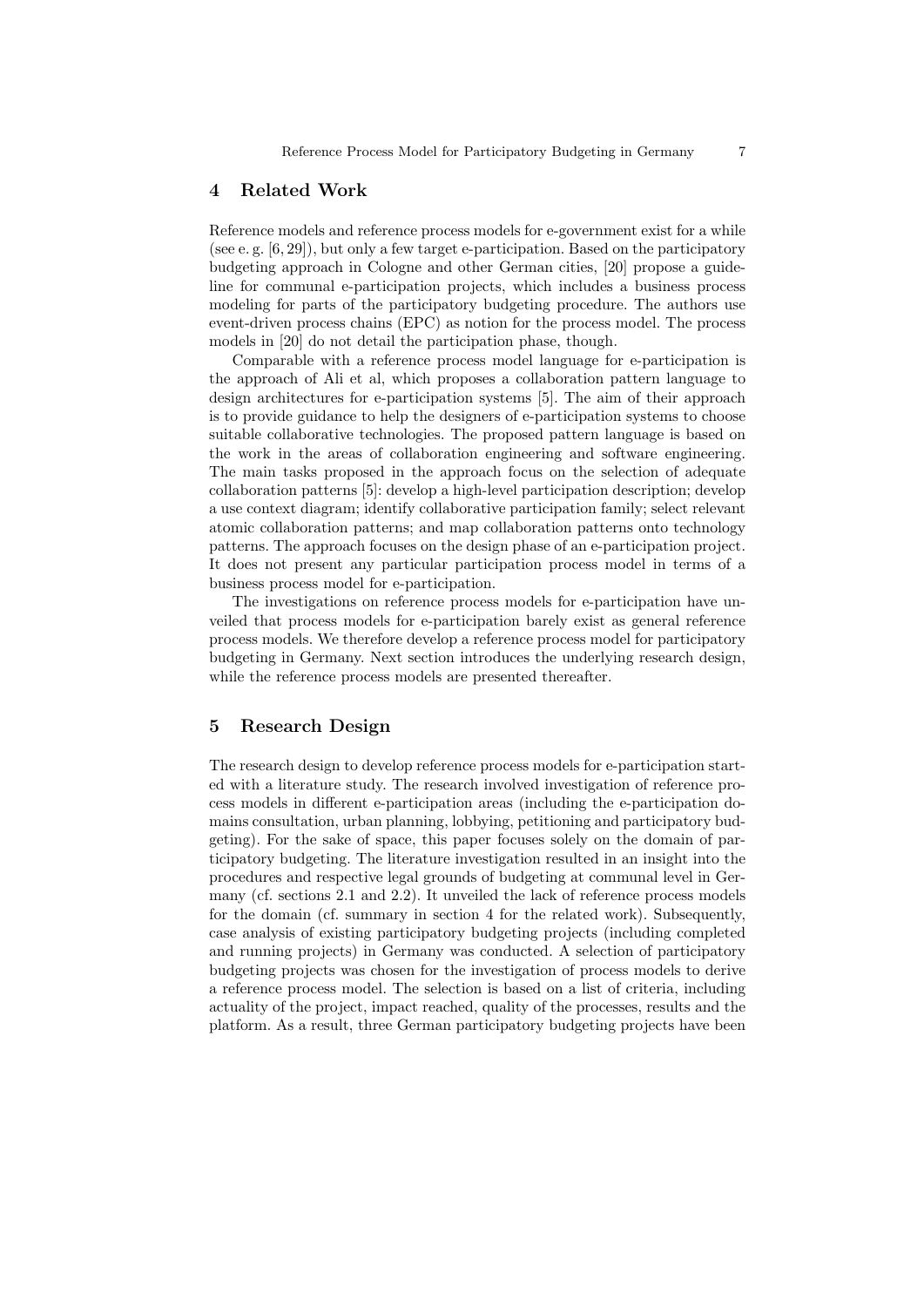## 4 Related Work

Reference models and reference process models for e-government exist for a while (see e. g. [6, 29]), but only a few target e-participation. Based on the participatory budgeting approach in Cologne and other German cities, [20] propose a guideline for communal e-participation projects, which includes a business process modeling for parts of the participatory budgeting procedure. The authors use event-driven process chains (EPC) as notion for the process model. The process models in [20] do not detail the participation phase, though.

Comparable with a reference process model language for e-participation is the approach of Ali et al, which proposes a collaboration pattern language to design architectures for e-participation systems [5]. The aim of their approach is to provide guidance to help the designers of e-participation systems to choose suitable collaborative technologies. The proposed pattern language is based on the work in the areas of collaboration engineering and software engineering. The main tasks proposed in the approach focus on the selection of adequate collaboration patterns [5]: develop a high-level participation description; develop a use context diagram; identify collaborative participation family; select relevant atomic collaboration patterns; and map collaboration patterns onto technology patterns. The approach focuses on the design phase of an e-participation project. It does not present any particular participation process model in terms of a business process model for e-participation.

The investigations on reference process models for e-participation have unveiled that process models for e-participation barely exist as general reference process models. We therefore develop a reference process model for participatory budgeting in Germany. Next section introduces the underlying research design, while the reference process models are presented thereafter.

## 5 Research Design

The research design to develop reference process models for e-participation started with a literature study. The research involved investigation of reference process models in different e-participation areas (including the e-participation domains consultation, urban planning, lobbying, petitioning and participatory budgeting). For the sake of space, this paper focuses solely on the domain of participatory budgeting. The literature investigation resulted in an insight into the procedures and respective legal grounds of budgeting at communal level in Germany (cf. sections 2.1 and 2.2). It unveiled the lack of reference process models for the domain (cf. summary in section 4 for the related work). Subsequently, case analysis of existing participatory budgeting projects (including completed and running projects) in Germany was conducted. A selection of participatory budgeting projects was chosen for the investigation of process models to derive a reference process model. The selection is based on a list of criteria, including actuality of the project, impact reached, quality of the processes, results and the platform. As a result, three German participatory budgeting projects have been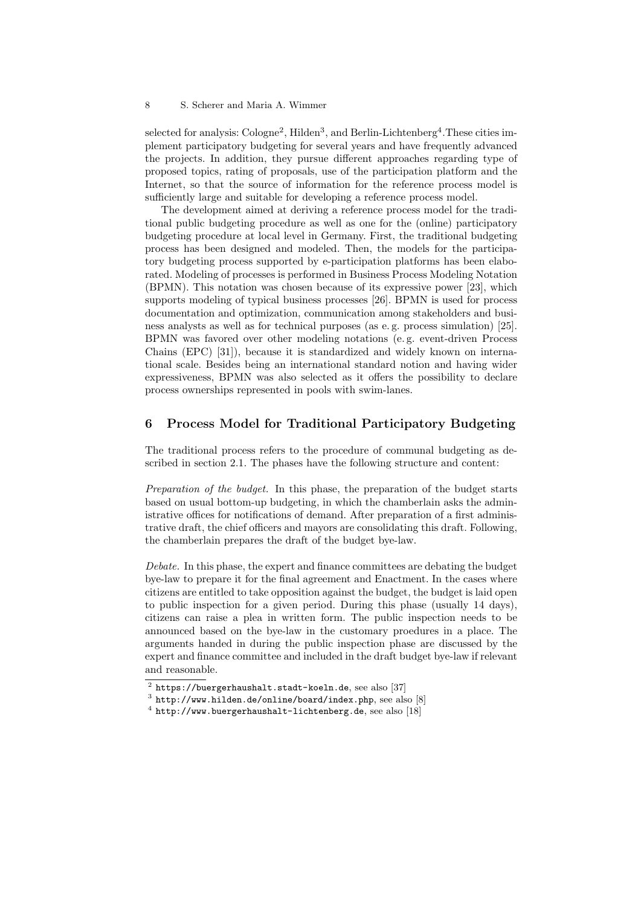selected for analysis: Cologne[2], Hilden[3], and Berlin-Lichtenberg[4].These cities implement participatory budgeting for several years and have frequently advanced the projects. In addition, they pursue different approaches regarding type of proposed topics, rating of proposals, use of the participation platform and the Internet, so that the source of information for the reference process model is sufficiently large and suitable for developing a reference process model.

The development aimed at deriving a reference process model for the traditional public budgeting procedure as well as one for the (online) participatory budgeting procedure at local level in Germany. First, the traditional budgeting process has been designed and modeled. Then, the models for the participatory budgeting process supported by e-participation platforms has been elaborated. Modeling of processes is performed in Business Process Modeling Notation (BPMN). This notation was chosen because of its expressive power [23], which supports modeling of typical business processes [26]. BPMN is used for process documentation and optimization, communication among stakeholders and business analysts as well as for technical purposes (as e. g. process simulation) [25]. BPMN was favored over other modeling notations (e. g. event-driven Process Chains (EPC) [31]), because it is standardized and widely known on international scale. Besides being an international standard notion and having wider expressiveness, BPMN was also selected as it offers the possibility to declare process ownerships represented in pools with swim-lanes.

## 6 Process Model for Traditional Participatory Budgeting

The traditional process refers to the procedure of communal budgeting as described in section 2.1. The phases have the following structure and content:

*Preparation of the budget.* In this phase, the preparation of the budget starts based on usual bottom-up budgeting, in which the chamberlain asks the administrative offices for notifications of demand. After preparation of a first administrative draft, the chief officers and mayors are consolidating this draft. Following, the chamberlain prepares the draft of the budget bye-law.

*Debate.* In this phase, the expert and finance committees are debating the budget bye-law to prepare it for the final agreement and Enactment. In the cases where citizens are entitled to take opposition against the budget, the budget is laid open to public inspection for a given period. During this phase (usually 14 days), citizens can raise a plea in written form. The public inspection needs to be announced based on the bye-law in the customary proedures in a place. The arguments handed in during the public inspection phase are discussed by the expert and finance committee and included in the draft budget bye-law if relevant and reasonable.

[2] `https://buergerhaushalt.stadt-koeln.de`, see also [37]

[3] `http://www.hilden.de/online/board/index.php`, see also [8]

[4] `http://www.buergerhaushalt-lichtenberg.de`, see also [18]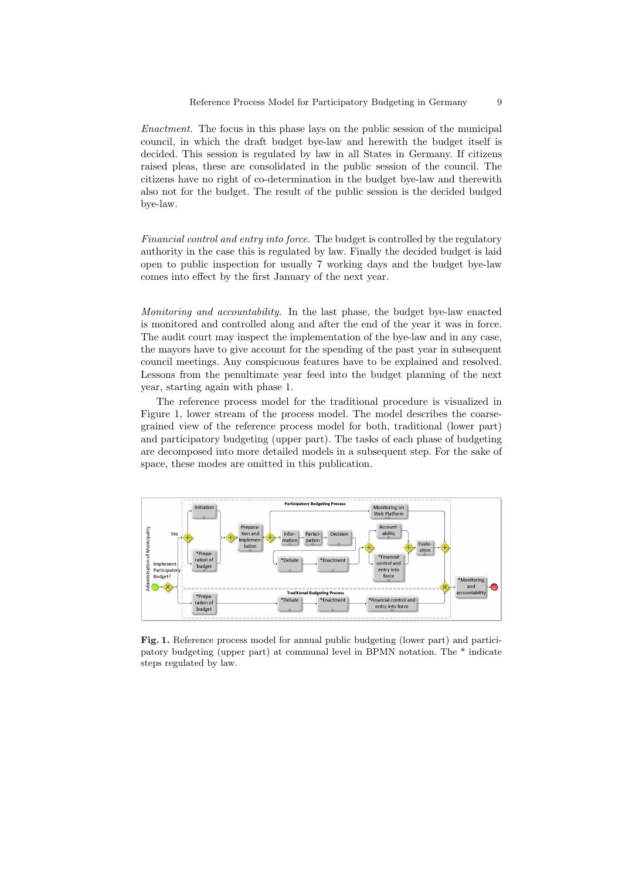*Enactment.* The focus in this phase lays on the public session of the municipal council, in which the draft budget bye-law and herewith the budget itself is decided. This session is regulated by law in all States in Germany. If citizens raised pleas, these are consolidated in the public session of the council. The citizens have no right of co-determination in the budget bye-law and therewith also not for the budget. The result of the public session is the decided budged bye-law.

*Financial control and entry into force.* The budget is controlled by the regulatory authority in the case this is regulated by law. Finally the decided budget is laid open to public inspection for usually 7 working days and the budget bye-law comes into effect by the first January of the next year.

*Monitoring and accountability.* In the last phase, the budget bye-law enacted is monitored and controlled along and after the end of the year it was in force. The audit court may inspect the implementation of the bye-law and in any case, the mayors have to give account for the spending of the past year in subsequent council meetings. Any conspicuous features have to be explained and resolved. Lessons from the penultimate year feed into the budget planning of the next year, starting again with phase 1.

The reference process model for the traditional procedure is visualized in Figure 1, lower stream of the process model. The model describes the coarse-grained view of the reference process model for both, traditional (lower part) and participatory budgeting (upper part). The tasks of each phase of budgeting are decomposed into more detailed models in a subsequent step. For the sake of space, these modes are omitted in this publication.

**Fig. 1.** Reference process model for annual public budgeting (lower part) and participatory budgeting (upper part) at communal level in BPMN notation. The * indicate steps regulated by law.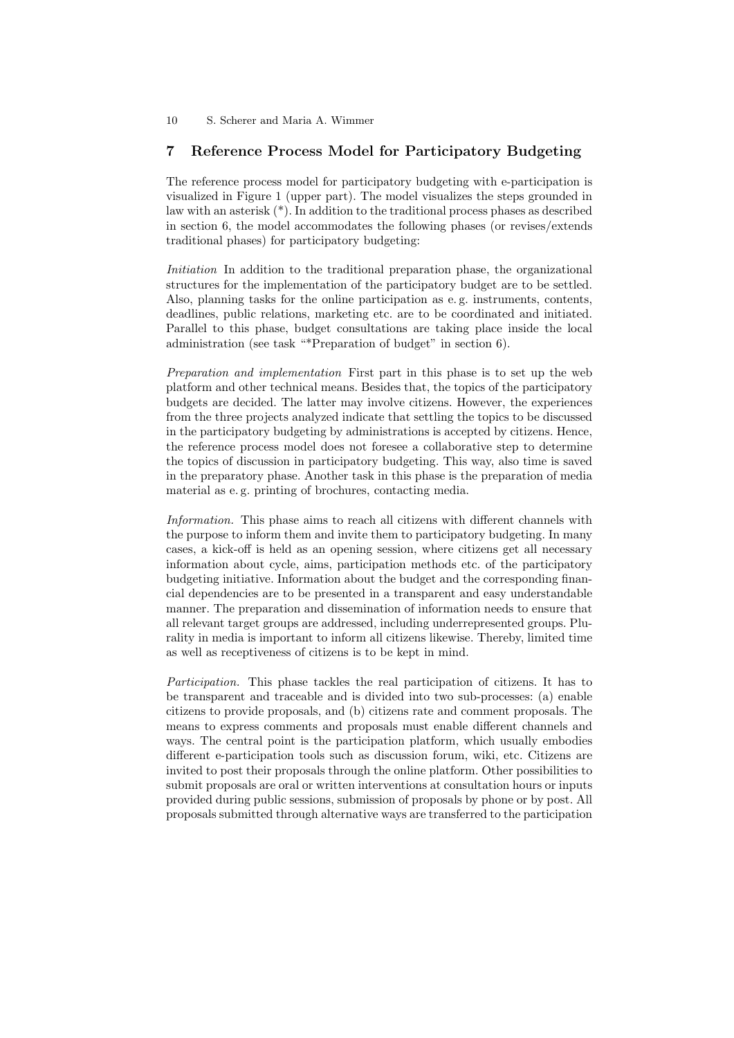## 7 Reference Process Model for Participatory Budgeting

The reference process model for participatory budgeting with e-participation is visualized in Figure 1 (upper part). The model visualizes the steps grounded in law with an asterisk (*). In addition to the traditional process phases as described in section 6, the model accommodates the following phases (or revises/extends traditional phases) for participatory budgeting:

*Initiation* In addition to the traditional preparation phase, the organizational structures for the implementation of the participatory budget are to be settled. Also, planning tasks for the online participation as e. g. instruments, contents, deadlines, public relations, marketing etc. are to be coordinated and initiated. Parallel to this phase, budget consultations are taking place inside the local administration (see task "*Preparation of budget" in section 6).

*Preparation and implementation* First part in this phase is to set up the web platform and other technical means. Besides that, the topics of the participatory budgets are decided. The latter may involve citizens. However, the experiences from the three projects analyzed indicate that settling the topics to be discussed in the participatory budgeting by administrations is accepted by citizens. Hence, the reference process model does not foresee a collaborative step to determine the topics of discussion in participatory budgeting. This way, also time is saved in the preparatory phase. Another task in this phase is the preparation of media material as e. g. printing of brochures, contacting media.

*Information.* This phase aims to reach all citizens with different channels with the purpose to inform them and invite them to participatory budgeting. In many cases, a kick-off is held as an opening session, where citizens get all necessary information about cycle, aims, participation methods etc. of the participatory budgeting initiative. Information about the budget and the corresponding financial dependencies are to be presented in a transparent and easy understandable manner. The preparation and dissemination of information needs to ensure that all relevant target groups are addressed, including underrepresented groups. Plurality in media is important to inform all citizens likewise. Thereby, limited time as well as receptiveness of citizens is to be kept in mind.

*Participation.* This phase tackles the real participation of citizens. It has to be transparent and traceable and is divided into two sub-processes: (a) enable citizens to provide proposals, and (b) citizens rate and comment proposals. The means to express comments and proposals must enable different channels and ways. The central point is the participation platform, which usually embodies different e-participation tools such as discussion forum, wiki, etc. Citizens are invited to post their proposals through the online platform. Other possibilities to submit proposals are oral or written interventions at consultation hours or inputs provided during public sessions, submission of proposals by phone or by post. All proposals submitted through alternative ways are transferred to the participation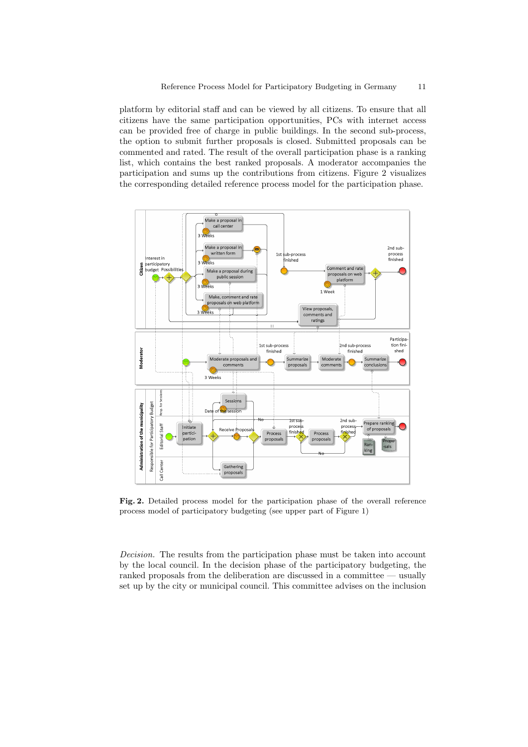platform by editorial staff and can be viewed by all citizens. To ensure that all citizens have the same participation opportunities, PCs with internet access can be provided free of charge in public buildings. In the second sub-process, the option to submit further proposals is closed. Submitted proposals can be commented and rated. The result of the overall participation phase is a ranking list, which contains the best ranked proposals. A moderator accompanies the participation and sums up the contributions from citizens. Figure 2 visualizes the corresponding detailed reference process model for the participation phase.

**Fig. 2.** Detailed process model for the participation phase of the overall reference process model of participatory budgeting (see upper part of Figure 1)

*Decision.* The results from the participation phase must be taken into account by the local council. In the decision phase of the participatory budgeting, the ranked proposals from the deliberation are discussed in a committee — usually set up by the city or municipal council. This committee advises on the inclusion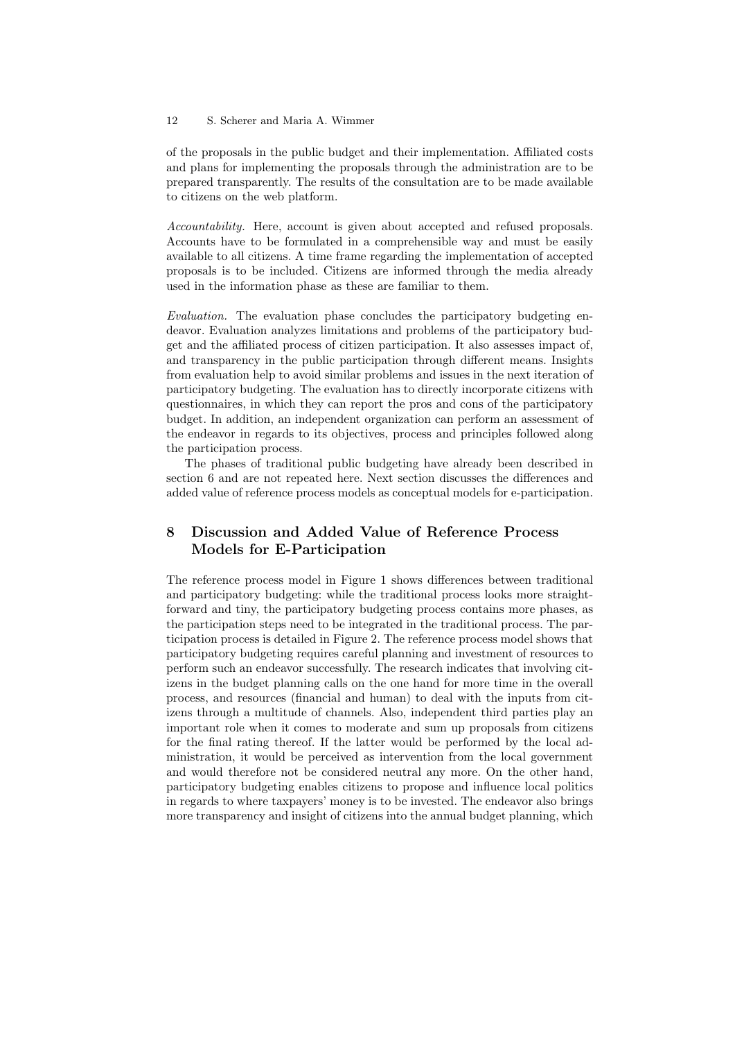of the proposals in the public budget and their implementation. Affiliated costs and plans for implementing the proposals through the administration are to be prepared transparently. The results of the consultation are to be made available to citizens on the web platform.

*Accountability.* Here, account is given about accepted and refused proposals. Accounts have to be formulated in a comprehensible way and must be easily available to all citizens. A time frame regarding the implementation of accepted proposals is to be included. Citizens are informed through the media already used in the information phase as these are familiar to them.

*Evaluation.* The evaluation phase concludes the participatory budgeting endeavor. Evaluation analyzes limitations and problems of the participatory budget and the affiliated process of citizen participation. It also assesses impact of, and transparency in the public participation through different means. Insights from evaluation help to avoid similar problems and issues in the next iteration of participatory budgeting. The evaluation has to directly incorporate citizens with questionnaires, in which they can report the pros and cons of the participatory budget. In addition, an independent organization can perform an assessment of the endeavor in regards to its objectives, process and principles followed along the participation process.

The phases of traditional public budgeting have already been described in section 6 and are not repeated here. Next section discusses the differences and added value of reference process models as conceptual models for e-participation.

## 8 Discussion and Added Value of Reference Process Models for E-Participation

The reference process model in Figure 1 shows differences between traditional and participatory budgeting: while the traditional process looks more straightforward and tiny, the participatory budgeting process contains more phases, as the participation steps need to be integrated in the traditional process. The participation process is detailed in Figure 2. The reference process model shows that participatory budgeting requires careful planning and investment of resources to perform such an endeavor successfully. The research indicates that involving citizens in the budget planning calls on the one hand for more time in the overall process, and resources (financial and human) to deal with the inputs from citizens through a multitude of channels. Also, independent third parties play an important role when it comes to moderate and sum up proposals from citizens for the final rating thereof. If the latter would be performed by the local administration, it would be perceived as intervention from the local government and would therefore not be considered neutral any more. On the other hand, participatory budgeting enables citizens to propose and influence local politics in regards to where taxpayers' money is to be invested. The endeavor also brings more transparency and insight of citizens into the annual budget planning, which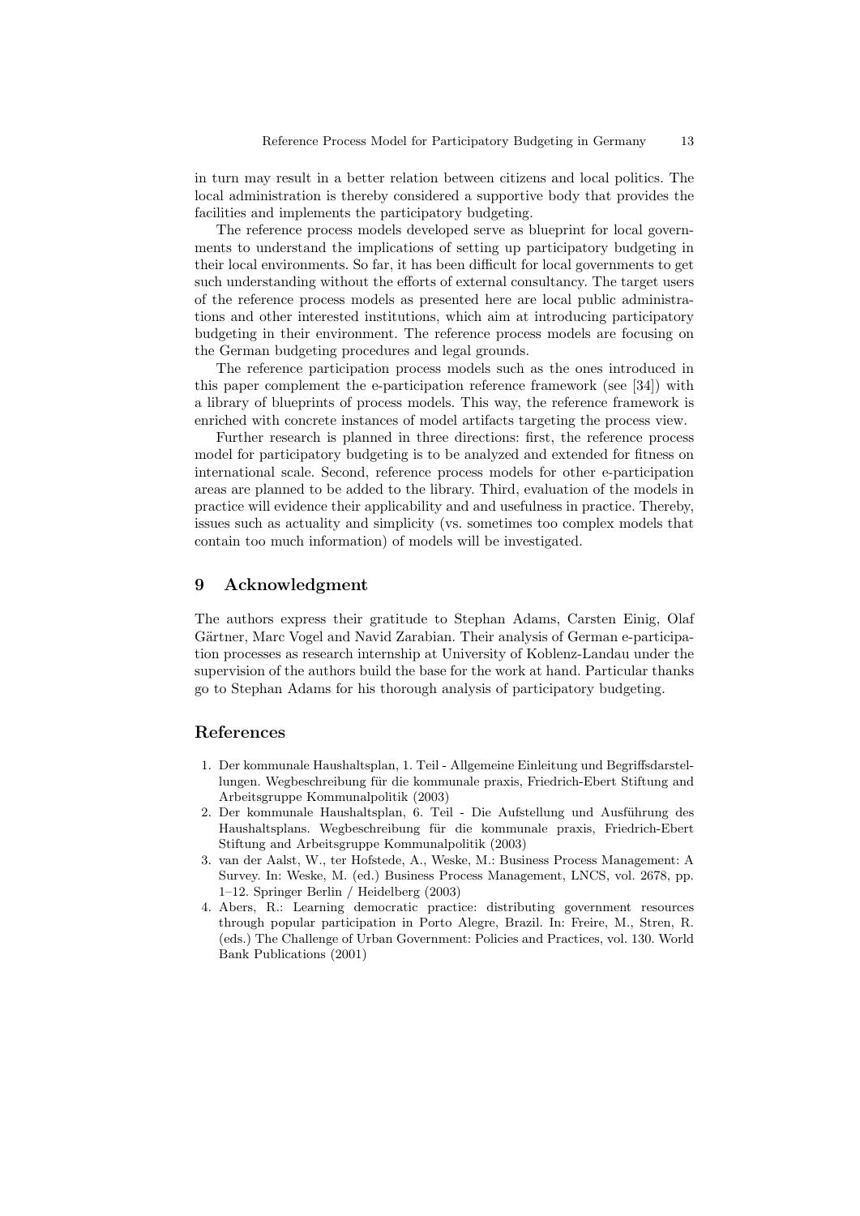in turn may result in a better relation between citizens and local politics. The local administration is thereby considered a supportive body that provides the facilities and implements the participatory budgeting.

The reference process models developed serve as blueprint for local governments to understand the implications of setting up participatory budgeting in their local environments. So far, it has been difficult for local governments to get such understanding without the efforts of external consultancy. The target users of the reference process models as presented here are local public administrations and other interested institutions, which aim at introducing participatory budgeting in their environment. The reference process models are focusing on the German budgeting procedures and legal grounds.

The reference participation process models such as the ones introduced in this paper complement the e-participation reference framework (see [34]) with a library of blueprints of process models. This way, the reference framework is enriched with concrete instances of model artifacts targeting the process view.

Further research is planned in three directions: first, the reference process model for participatory budgeting is to be analyzed and extended for fitness on international scale. Second, reference process models for other e-participation areas are planned to be added to the library. Third, evaluation of the models in practice will evidence their applicability and and usefulness in practice. Thereby, issues such as actuality and simplicity (vs. sometimes too complex models that contain too much information) of models will be investigated.

## 9 Acknowledgment

The authors express their gratitude to Stephan Adams, Carsten Einig, Olaf Gärtner, Marc Vogel and Navid Zarabian. Their analysis of German e-participation processes as research internship at University of Koblenz-Landau under the supervision of the authors build the base for the work at hand. Particular thanks go to Stephan Adams for his thorough analysis of participatory budgeting.

## References

1. Der kommunale Haushaltsplan, 1. Teil - Allgemeine Einleitung und Begriffsdarstellungen. Wegbeschreibung für die kommunale praxis, Friedrich-Ebert Stiftung and Arbeitsgruppe Kommunalpolitik (2003)
2. Der kommunale Haushaltsplan, 6. Teil - Die Aufstellung und Ausführung des Haushaltsplans. Wegbeschreibung für die kommunale praxis, Friedrich-Ebert Stiftung and Arbeitsgruppe Kommunalpolitik (2003)
3. van der Aalst, W., ter Hofstede, A., Weske, M.: Business Process Management: A Survey. In: Weske, M. (ed.) Business Process Management, LNCS, vol. 2678, pp. 1–12. Springer Berlin / Heidelberg (2003)
4. Abers, R.: Learning democratic practice: distributing government resources through popular participation in Porto Alegre, Brazil. In: Freire, M., Stren, R. (eds.) The Challenge of Urban Government: Policies and Practices, vol. 130. World Bank Publications (2001)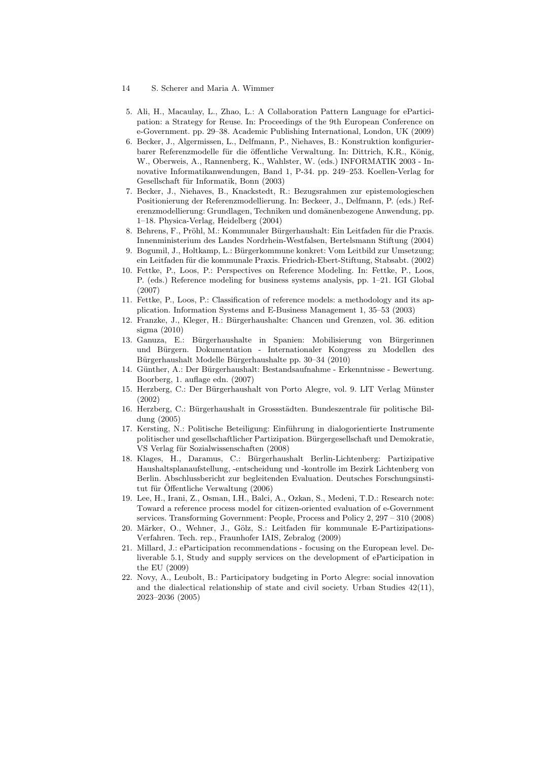5. Ali, H., Macaulay, L., Zhao, L.: A Collaboration Pattern Language for eParticipation: a Strategy for Reuse. In: Proceedings of the 9th European Conference on e-Government. pp. 29–38. Academic Publishing International, London, UK (2009)
6. Becker, J., Algermissen, L., Delfmann, P., Niehaves, B.: Konstruktion konfigurierbarer Referenzmodelle für die öffentliche Verwaltung. In: Dittrich, K.R., König, W., Oberweis, A., Rannenberg, K., Wahlster, W. (eds.) INFORMATIK 2003 - Innovative Informatikanwendungen, Band 1, P-34. pp. 249–253. Koellen-Verlag for Gesellschaft für Informatik, Bonn (2003)
7. Becker, J., Niehaves, B., Knackstedt, R.: Bezugsrahmen zur epistemologieschen Positionierung der Referenzmodellierung. In: Beckeer, J., Delfmann, P. (eds.) Referenzmodellierung: Grundlagen, Techniken und domänenbezogene Anwendung, pp. 1–18. Physica-Verlag, Heidelberg (2004)
8. Behrens, F., Pröhl, M.: Kommunaler Bürgerhaushalt: Ein Leitfaden für die Praxis. Innenministerium des Landes Nordrhein-Westfalsen, Bertelsmann Stiftung (2004)
9. Bogumil, J., Holtkamp, L.: Bürgerkommune konkret: Vom Leitbild zur Umsetzung; ein Leitfaden für die kommunale Praxis. Friedrich-Ebert-Stiftung, Stabsabt. (2002)
10. Fettke, P., Loos, P.: Perspectives on Reference Modeling. In: Fettke, P., Loos, P. (eds.) Reference modeling for business systems analysis, pp. 1–21. IGI Global (2007)
11. Fettke, P., Loos, P.: Classification of reference models: a methodology and its application. Information Systems and E-Business Management 1, 35–53 (2003)
12. Franzke, J., Kleger, H.: Bürgerhaushalte: Chancen und Grenzen, vol. 36. edition sigma (2010)
13. Ganuza, E.: Bürgerhaushalte in Spanien: Mobilisierung von Bürgerinnen und Bürgern. Dokumentation - Internationaler Kongress zu Modellen des Bürgerhaushalt Modelle Bürgerhaushalte pp. 30–34 (2010)
14. Günther, A.: Der Bürgerhaushalt: Bestandsaufnahme - Erkenntnisse - Bewertung. Boorberg, 1. auflage edn. (2007)
15. Herzberg, C.: Der Bürgerhaushalt von Porto Alegre, vol. 9. LIT Verlag Münster (2002)
16. Herzberg, C.: Bürgerhaushalt in Grossstädten. Bundeszentrale für politische Bildung (2005)
17. Kersting, N.: Politische Beteiligung: Einführung in dialogorientierte Instrumente politischer und gesellschaftlicher Partizipation. Bürgergesellschaft und Demokratie, VS Verlag für Sozialwissenschaften (2008)
18. Klages, H., Daramus, C.: Bürgerhaushalt Berlin-Lichtenberg: Partizipative Haushaltsplanaufstellung, -entscheidung und -kontrolle im Bezirk Lichtenberg von Berlin. Abschlussbericht zur begleitenden Evaluation. Deutsches Forschungsinstitut für Öffentliche Verwaltung (2006)
19. Lee, H., Irani, Z., Osman, I.H., Balci, A., Ozkan, S., Medeni, T.D.: Research note: Toward a reference process model for citizen-oriented evaluation of e-Government services. Transforming Government: People, Process and Policy 2, 297 – 310 (2008)
20. Märker, O., Wehner, J., Gölz, S.: Leitfaden für kommunale E-Partizipations-Verfahren. Tech. rep., Fraunhofer IAIS, Zebralog (2009)
21. Millard, J.: eParticipation recommendations - focusing on the European level. Deliverable 5.1, Study and supply services on the development of eParticipation in the EU (2009)
22. Novy, A., Leubolt, B.: Participatory budgeting in Porto Alegre: social innovation and the dialectical relationship of state and civil society. Urban Studies 42(11), 2023–2036 (2005)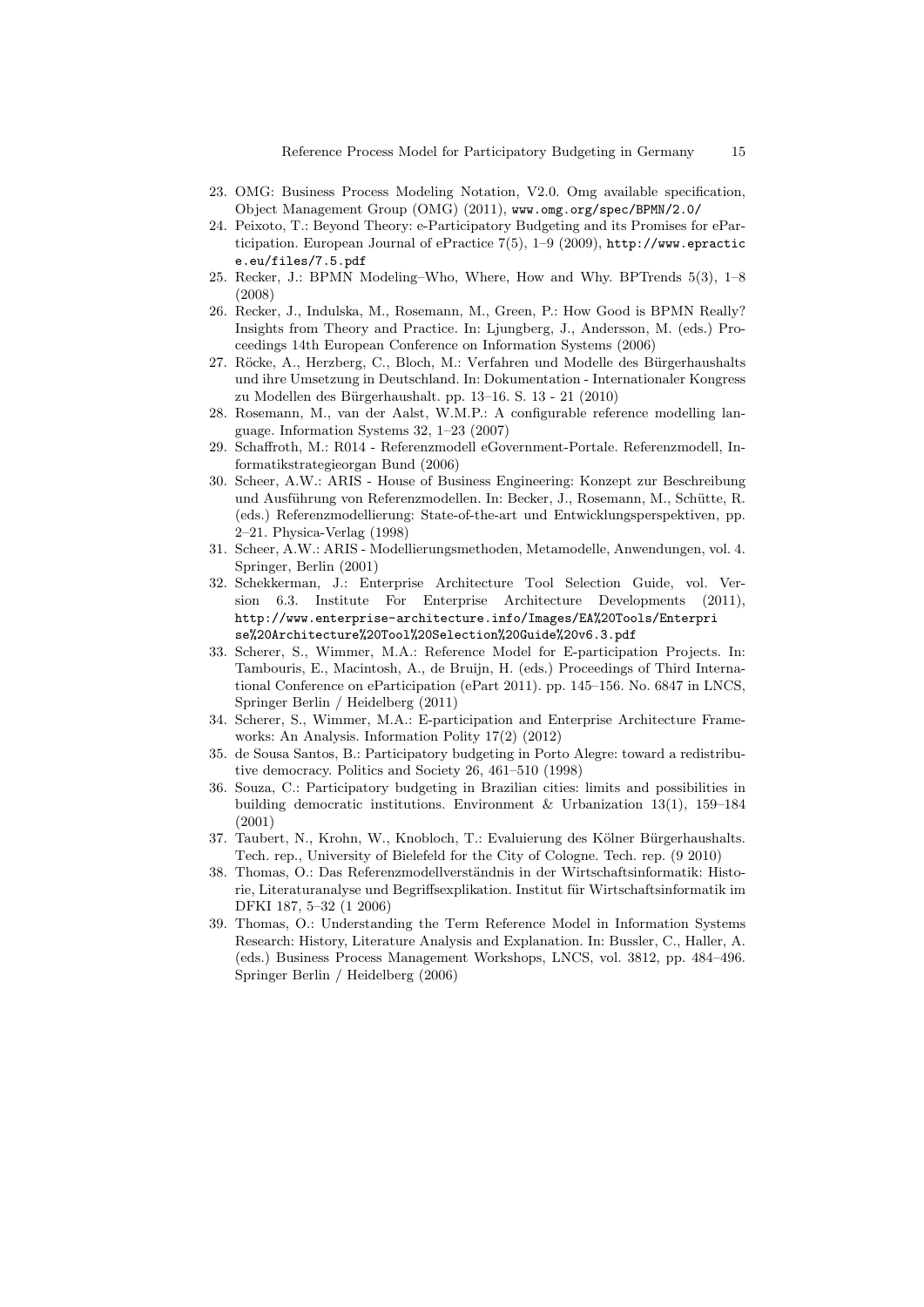23. OMG: Business Process Modeling Notation, V2.0. Omg available specification, Object Management Group (OMG) (2011), www.omg.org/spec/BPMN/2.0/
24. Peixoto, T.: Beyond Theory: e-Participatory Budgeting and its Promises for eParticipation. European Journal of ePractice 7(5), 1–9 (2009), http://www.epractice.eu/files/7.5.pdf
25. Recker, J.: BPMN Modeling–Who, Where, How and Why. BPTrends 5(3), 1–8 (2008)
26. Recker, J., Indulska, M., Rosemann, M., Green, P.: How Good is BPMN Really? Insights from Theory and Practice. In: Ljungberg, J., Andersson, M. (eds.) Proceedings 14th European Conference on Information Systems (2006)
27. Röcke, A., Herzberg, C., Bloch, M.: Verfahren und Modelle des Bürgerhaushalts und ihre Umsetzung in Deutschland. In: Dokumentation - Internationaler Kongress zu Modellen des Bürgerhaushalt. pp. 13–16. S. 13 - 21 (2010)
28. Rosemann, M., van der Aalst, W.M.P.: A configurable reference modelling language. Information Systems 32, 1–23 (2007)
29. Schaffroth, M.: R014 - Referenzmodell eGovernment-Portale. Referenzmodell, Informatikstrategieorgan Bund (2006)
30. Scheer, A.W.: ARIS - House of Business Engineering: Konzept zur Beschreibung und Ausführung von Referenzmodellen. In: Becker, J., Rosemann, M., Schütte, R. (eds.) Referenzmodellierung: State-of-the-art und Entwicklungsperspektiven, pp. 2–21. Physica-Verlag (1998)
31. Scheer, A.W.: ARIS - Modellierungsmethoden, Metamodelle, Anwendungen, vol. 4. Springer, Berlin (2001)
32. Schekkerman, J.: Enterprise Architecture Tool Selection Guide, vol. Version 6.3. Institute For Enterprise Architecture Developments (2011), http://www.enterprise-architecture.info/Images/EA%20Tools/Enterprise%20Architecture%20Tool%20Selection%20Guide%20v6.3.pdf
33. Scherer, S., Wimmer, M.A.: Reference Model for E-participation Projects. In: Tambouris, E., Macintosh, A., de Bruijn, H. (eds.) Proceedings of Third International Conference on eParticipation (ePart 2011). pp. 145–156. No. 6847 in LNCS, Springer Berlin / Heidelberg (2011)
34. Scherer, S., Wimmer, M.A.: E-participation and Enterprise Architecture Frameworks: An Analysis. Information Polity 17(2) (2012)
35. de Sousa Santos, B.: Participatory budgeting in Porto Alegre: toward a redistributive democracy. Politics and Society 26, 461–510 (1998)
36. Souza, C.: Participatory budgeting in Brazilian cities: limits and possibilities in building democratic institutions. Environment & Urbanization 13(1), 159–184 (2001)
37. Taubert, N., Krohn, W., Knobloch, T.: Evaluierung des Kölner Bürgerhaushalts. Tech. rep., University of Bielefeld for the City of Cologne. Tech. rep. (9 2010)
38. Thomas, O.: Das Referenzmodellverständnis in der Wirtschaftsinformatik: Historie, Literaturanalyse und Begriffsexplikation. Institut für Wirtschaftsinformatik im DFKI 187, 5–32 (1 2006)
39. Thomas, O.: Understanding the Term Reference Model in Information Systems Research: History, Literature Analysis and Explanation. In: Bussler, C., Haller, A. (eds.) Business Process Management Workshops, LNCS, vol. 3812, pp. 484–496. Springer Berlin / Heidelberg (2006)